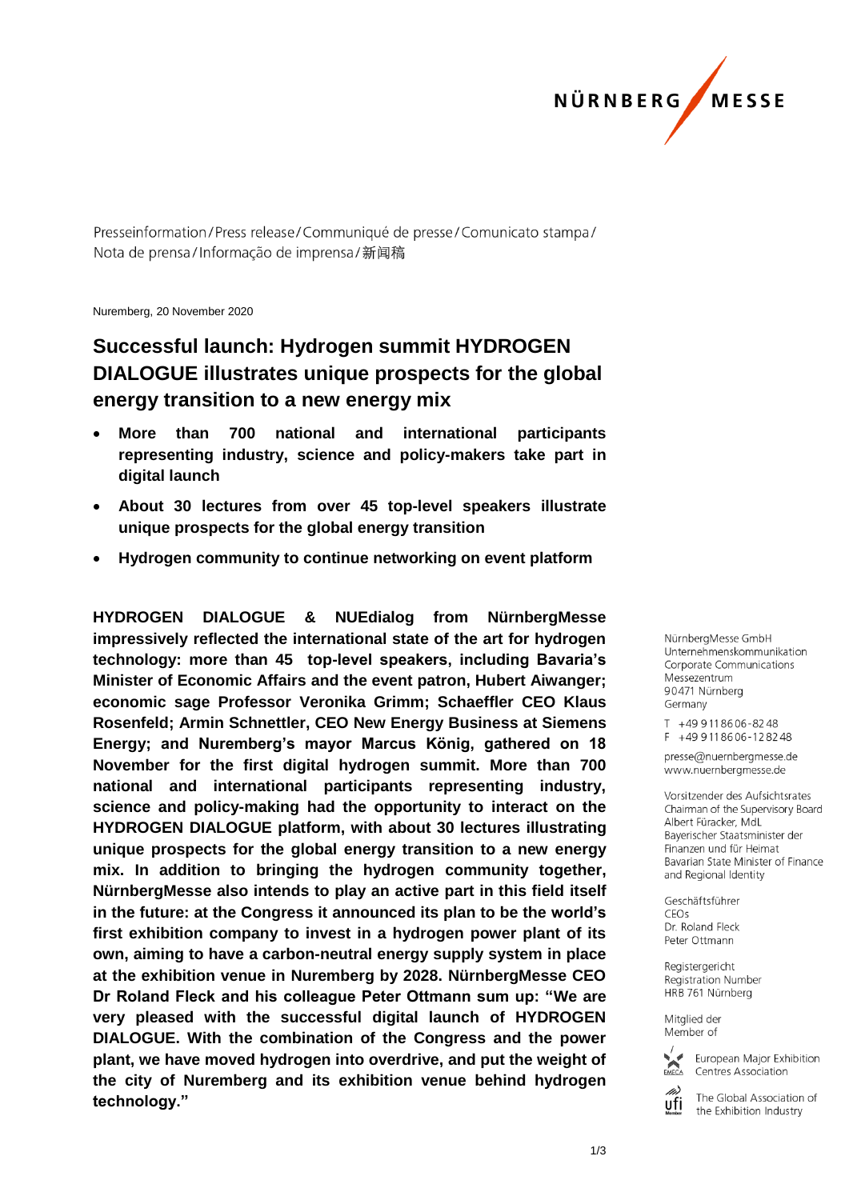Presseinformation / Press release / Communiqué de presse / Comunicato stampa / Nota de prensa / Informação de imprensa / 新闻稿

Nuremberg, 20 November 2020

# Successful launch: Hydrogen summit HYDROGEN DIALOGUE illustrates unique prospects for the global energy transition to a new energy mix

- **More than 700 national and international participants representing industry, science and policy-makers take part in digital launch**
- **About 30 lectures from over 45 top-level speakers illustrate unique prospects for the global energy transition**
- **Hydrogen community to continue networking on event platform**

**HYDROGEN DIALOGUE & NUEdialog from NürnbergMesse impressively reflected the international state of the art for hydrogen technology: more than 45 top-level speakers, including Bavaria's Minister of Economic Affairs and the event patron, Hubert Aiwanger; economic sage Professor Veronika Grimm; Schaeffler CEO Klaus Rosenfeld; Armin Schnettler, CEO New Energy Business at Siemens Energy; and Nuremberg's mayor Marcus König, gathered on 18 November for the first digital hydrogen summit. More than 700 national and international participants representing industry, science and policy-making had the opportunity to interact on the HYDROGEN DIALOGUE platform, with about 30 lectures illustrating unique prospects for the global energy transition to a new energy mix. In addition to bringing the hydrogen community together, NürnbergMesse also intends to play an active part in this field itself in the future: at the Congress it announced its plan to be the world's first exhibition company to invest in a hydrogen power plant of its own, aiming to have a carbon-neutral energy supply system in place at the exhibition venue in Nuremberg by 2028. NürnbergMesse CEO Dr Roland Fleck and his colleague Peter Ottmann sum up: "We are very pleased with the successful digital launch of HYDROGEN DIALOGUE. With the combination of the Congress and the power plant, we have moved hydrogen into overdrive, and put the weight of the city of Nuremberg and its exhibition venue behind hydrogen technology."**

NürnbergMesse GmbH
Unternehmenskommunikation
Corporate Communications
Messezentrum
90471 Nürnberg
Germany

T +49 9 11 86 06-82 48
F +49 9 11 86 06-12 82 48

presse@nuernbergmesse.de
www.nuernbergmesse.de

Vorsitzender des Aufsichtsrates
Chairman of the Supervisory Board
Albert Füracker, MdL
Bayerischer Staatsminister der Finanzen und für Heimat
Bavarian State Minister of Finance and Regional Identity

Geschäftsführer
CEOs
Dr. Roland Fleck
Peter Ottmann

Registergericht
Registration Number
HRB 761 Nürnberg

Mitglied der
Member of

European Major Exhibition Centres Association

The Global Association of the Exhibition Industry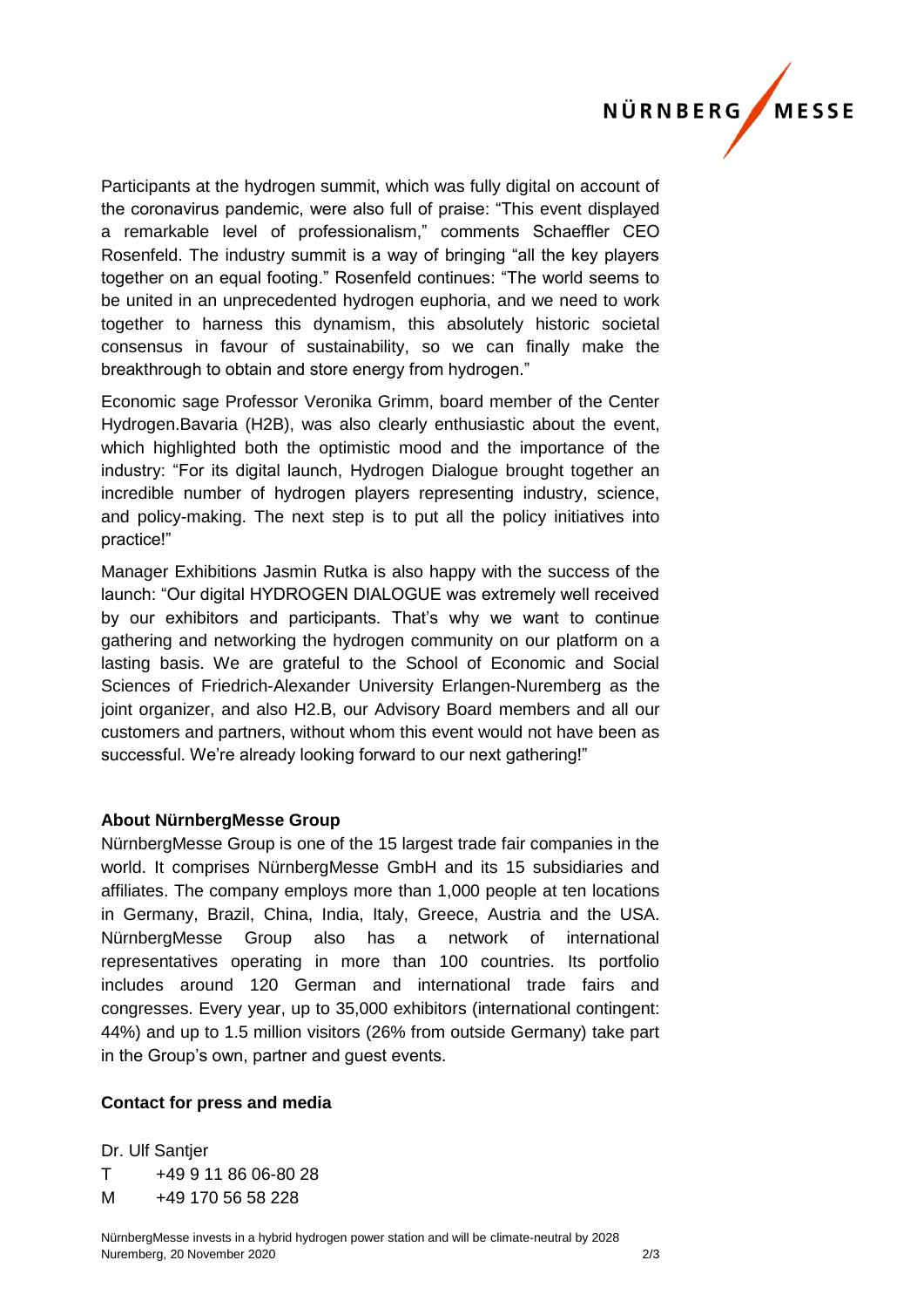Participants at the hydrogen summit, which was fully digital on account of the coronavirus pandemic, were also full of praise: "This event displayed a remarkable level of professionalism," comments Schaeffler CEO Rosenfeld. The industry summit is a way of bringing "all the key players together on an equal footing." Rosenfeld continues: "The world seems to be united in an unprecedented hydrogen euphoria, and we need to work together to harness this dynamism, this absolutely historic societal consensus in favour of sustainability, so we can finally make the breakthrough to obtain and store energy from hydrogen."

Economic sage Professor Veronika Grimm, board member of the Center Hydrogen.Bavaria (H2B), was also clearly enthusiastic about the event, which highlighted both the optimistic mood and the importance of the industry: "For its digital launch, Hydrogen Dialogue brought together an incredible number of hydrogen players representing industry, science, and policy-making. The next step is to put all the policy initiatives into practice!"

Manager Exhibitions Jasmin Rutka is also happy with the success of the launch: "Our digital HYDROGEN DIALOGUE was extremely well received by our exhibitors and participants. That's why we want to continue gathering and networking the hydrogen community on our platform on a lasting basis. We are grateful to the School of Economic and Social Sciences of Friedrich-Alexander University Erlangen-Nuremberg as the joint organizer, and also H2.B, our Advisory Board members and all our customers and partners, without whom this event would not have been as successful. We're already looking forward to our next gathering!"

**About NürnbergMesse Group**

NürnbergMesse Group is one of the 15 largest trade fair companies in the world. It comprises NürnbergMesse GmbH and its 15 subsidiaries and affiliates. The company employs more than 1,000 people at ten locations in Germany, Brazil, China, India, Italy, Greece, Austria and the USA. NürnbergMesse Group also has a network of international representatives operating in more than 100 countries. Its portfolio includes around 120 German and international trade fairs and congresses. Every year, up to 35,000 exhibitors (international contingent: 44%) and up to 1.5 million visitors (26% from outside Germany) take part in the Group's own, partner and guest events.

**Contact for press and media**

Dr. Ulf Santjer
T +49 9 11 86 06-80 28
M +49 170 56 58 228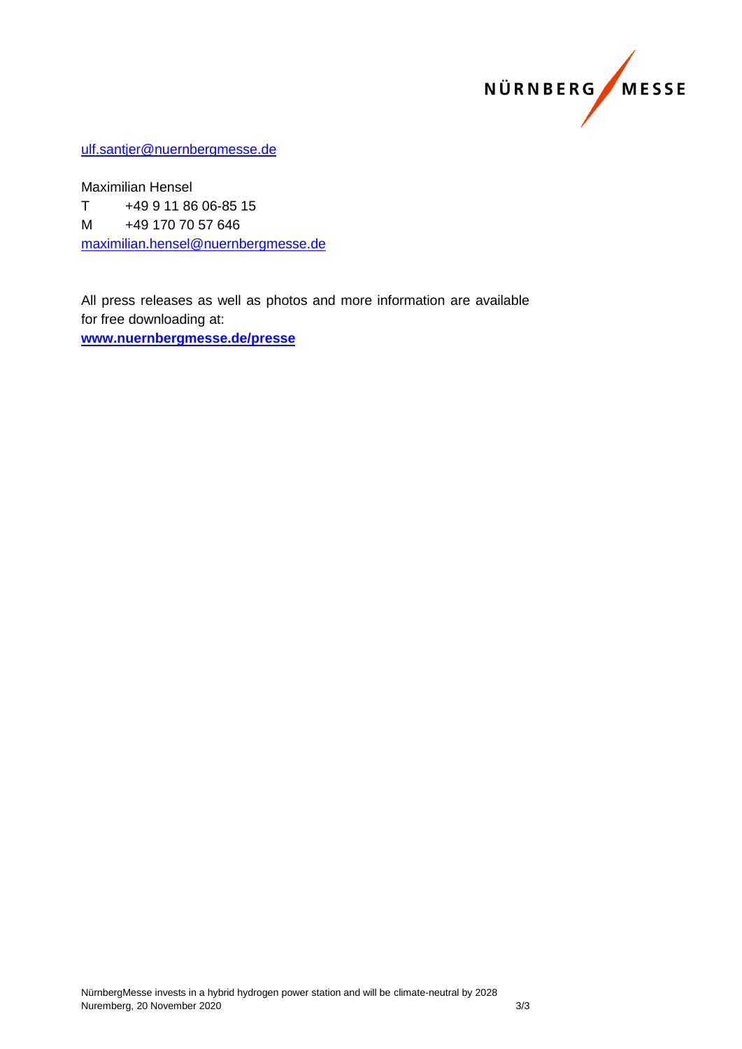ulf.santjer@nuernbergmesse.de

Maximilian Hensel
T +49 9 11 86 06-85 15
M +49 170 70 57 646
maximilian.hensel@nuernbergmesse.de

All press releases as well as photos and more information are available for free downloading at:
**www.nuernbergmesse.de/presse**